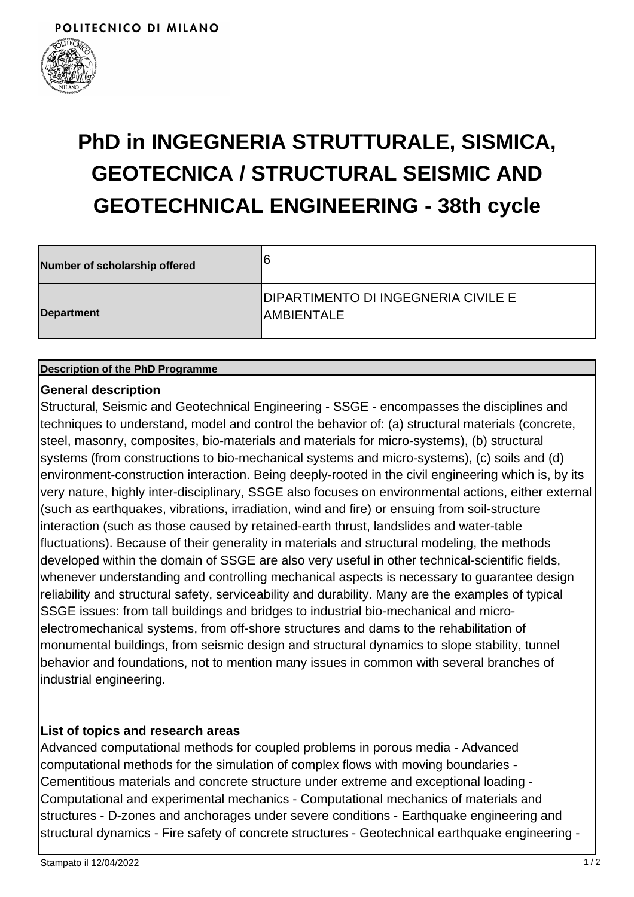POLITECNICO DI MILANO

# PhD in INGEGNERIA STRUTTURALE, SISMICA, GEOTECNICA / STRUCTURAL SEISMIC AND GEOTECHNICAL ENGINEERING - 38th cycle

| Number of scholarship offered | 6 |
|---|---|
| Department | DIPARTIMENTO DI INGEGNERIA CIVILE E AMBIENTALE |

**Description of the PhD Programme**

### General description

Structural, Seismic and Geotechnical Engineering - SSGE - encompasses the disciplines and techniques to understand, model and control the behavior of: (a) structural materials (concrete, steel, masonry, composites, bio-materials and materials for micro-systems), (b) structural systems (from constructions to bio-mechanical systems and micro-systems), (c) soils and (d) environment-construction interaction. Being deeply-rooted in the civil engineering which is, by its very nature, highly inter-disciplinary, SSGE also focuses on environmental actions, either external (such as earthquakes, vibrations, irradiation, wind and fire) or ensuing from soil-structure interaction (such as those caused by retained-earth thrust, landslides and water-table fluctuations). Because of their generality in materials and structural modeling, the methods developed within the domain of SSGE are also very useful in other technical-scientific fields, whenever understanding and controlling mechanical aspects is necessary to guarantee design reliability and structural safety, serviceability and durability. Many are the examples of typical SSGE issues: from tall buildings and bridges to industrial bio-mechanical and micro-electromechanical systems, from off-shore structures and dams to the rehabilitation of monumental buildings, from seismic design and structural dynamics to slope stability, tunnel behavior and foundations, not to mention many issues in common with several branches of industrial engineering.

### List of topics and research areas

Advanced computational methods for coupled problems in porous media - Advanced computational methods for the simulation of complex flows with moving boundaries - Cementitious materials and concrete structure under extreme and exceptional loading - Computational and experimental mechanics - Computational mechanics of materials and structures - D-zones and anchorages under severe conditions - Earthquake engineering and structural dynamics - Fire safety of concrete structures - Geotechnical earthquake engineering -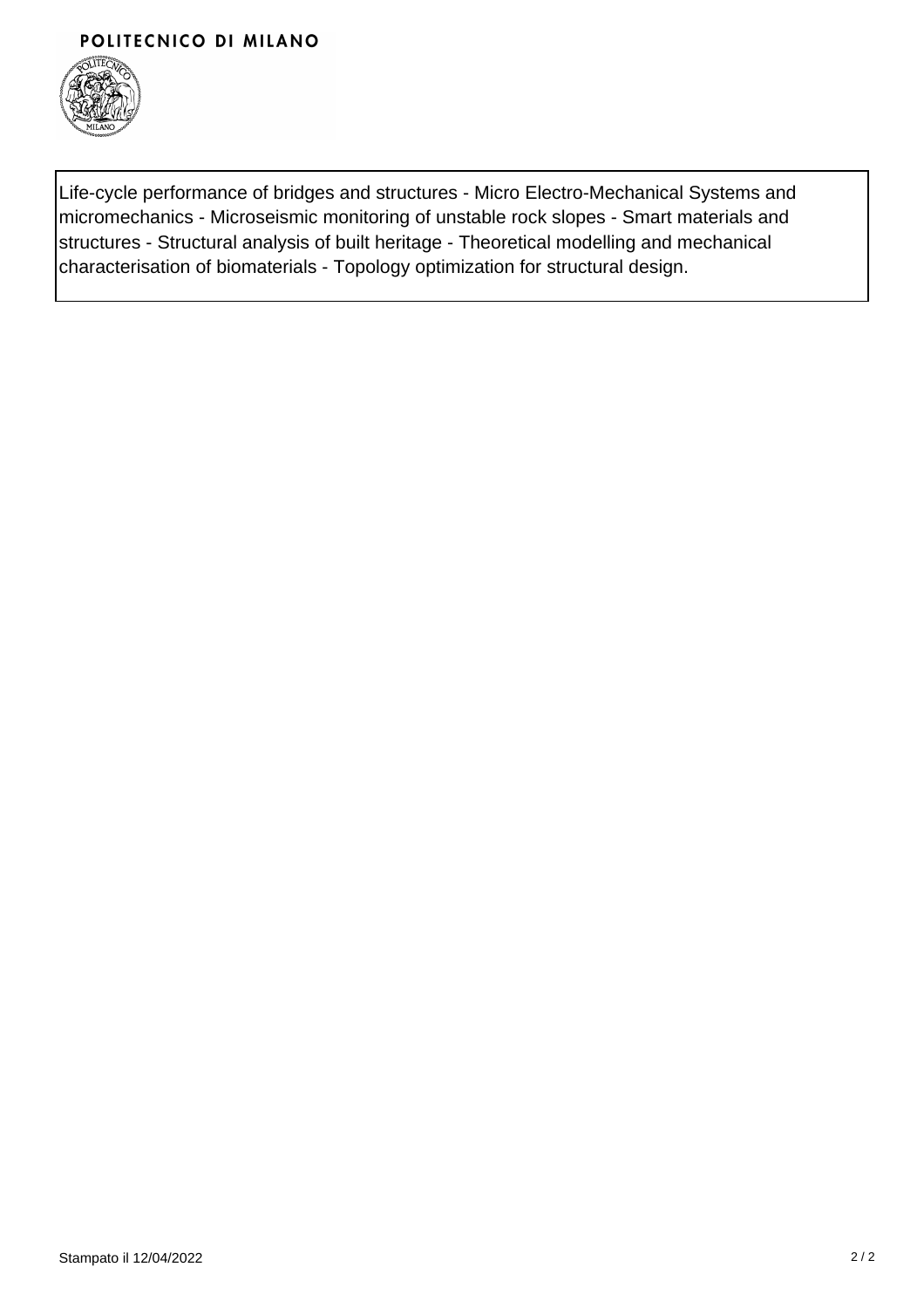Life-cycle performance of bridges and structures - Micro Electro-Mechanical Systems and micromechanics - Microseismic monitoring of unstable rock slopes - Smart materials and structures - Structural analysis of built heritage - Theoretical modelling and mechanical characterisation of biomaterials - Topology optimization for structural design.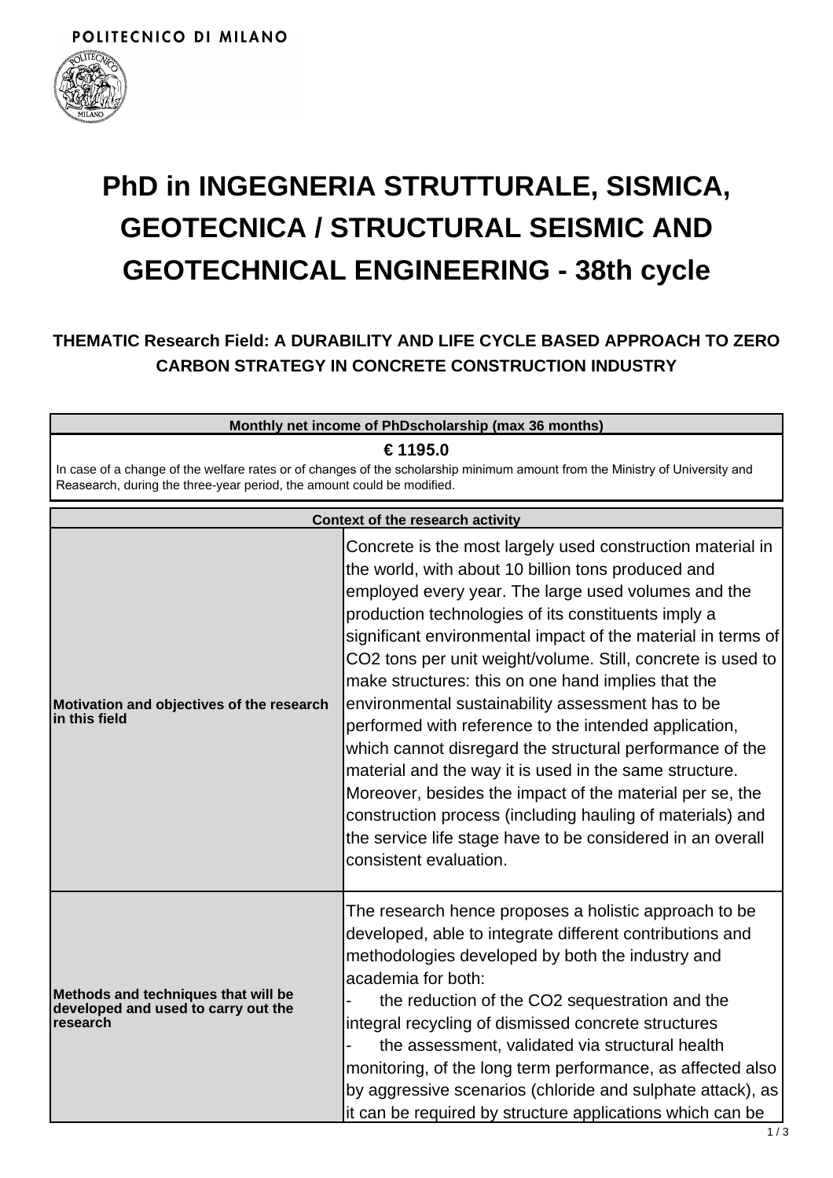POLITECNICO DI MILANO

# PhD in INGEGNERIA STRUTTURALE, SISMICA, GEOTECNICA / STRUCTURAL SEISMIC AND GEOTECHNICAL ENGINEERING - 38th cycle

### THEMATIC Research Field: A DURABILITY AND LIFE CYCLE BASED APPROACH TO ZERO CARBON STRATEGY IN CONCRETE CONSTRUCTION INDUSTRY

| Monthly net income of PhDscholarship (max 36 months) |
|---|
| **€ 1195.0**<br>In case of a change of the welfare rates or of changes of the scholarship minimum amount from the Ministry of University and Reasearch, during the three-year period, the amount could be modified. |

| Context of the research activity | |
|---|---|
| **Motivation and objectives of the research in this field** | Concrete is the most largely used construction material in the world, with about 10 billion tons produced and employed every year. The large used volumes and the production technologies of its constituents imply a significant environmental impact of the material in terms of $CO_2$ tons per unit weight/volume. Still, concrete is used to make structures: this on one hand implies that the environmental sustainability assessment has to be performed with reference to the intended application, which cannot disregard the structural performance of the material and the way it is used in the same structure. Moreover, besides the impact of the material per se, the construction process (including hauling of materials) and the service life stage have to be considered in an overall consistent evaluation. |
| **Methods and techniques that will be developed and used to carry out the research** | The research hence proposes a holistic approach to be developed, able to integrate different contributions and methodologies developed by both the industry and academia for both:<br>- the reduction of the $CO_2$ sequestration and the integral recycling of dismissed concrete structures<br>- the assessment, validated via structural health monitoring, of the long term performance, as affected also by aggressive scenarios (chloride and sulphate attack), as it can be required by structure applications which can be |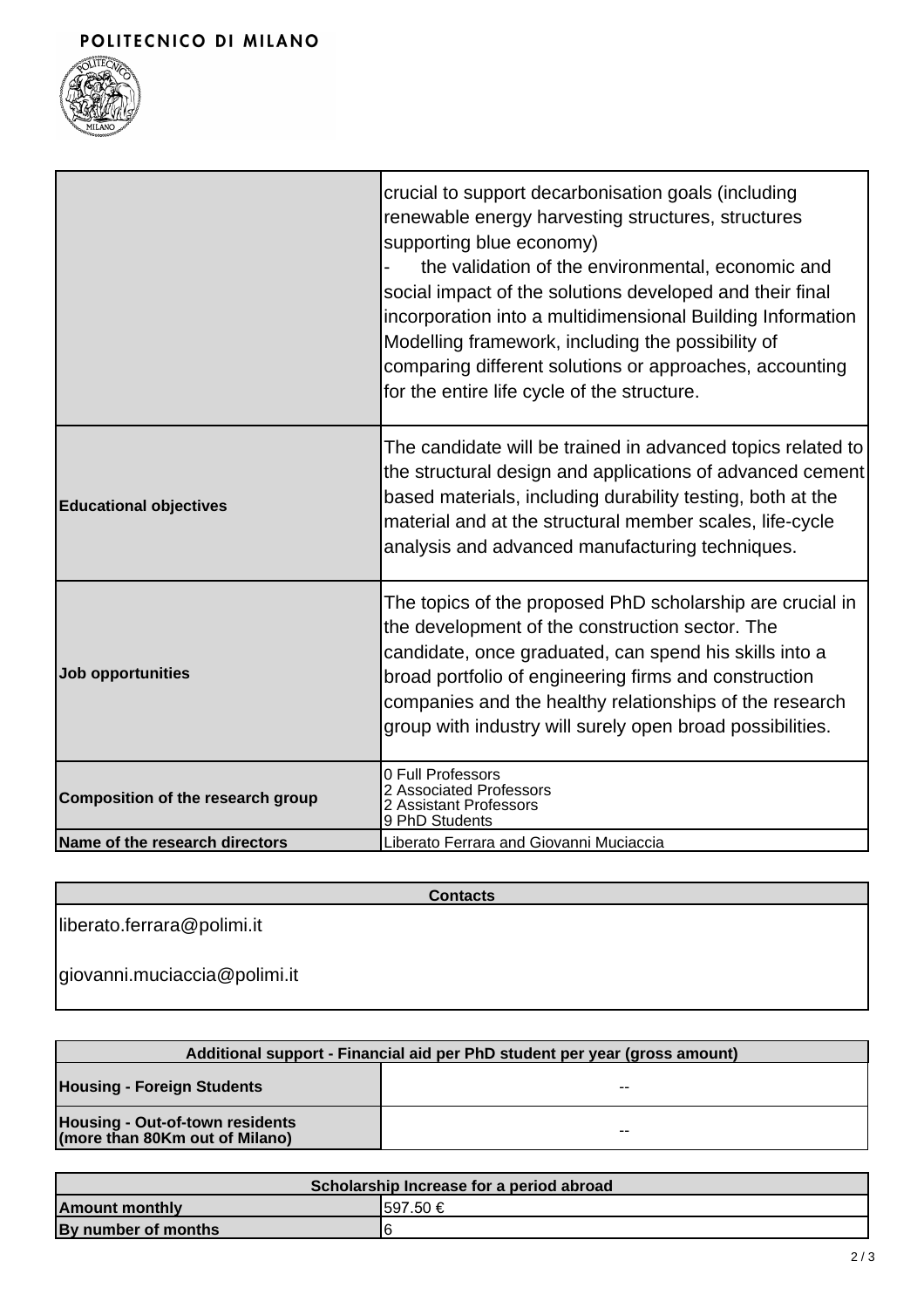| | |
|---|---|
| | crucial to support decarbonisation goals (including renewable energy harvesting structures, structures supporting blue economy)<br>- the validation of the environmental, economic and social impact of the solutions developed and their final incorporation into a multidimensional Building Information Modelling framework, including the possibility of comparing different solutions or approaches, accounting for the entire life cycle of the structure. |
| **Educational objectives** | The candidate will be trained in advanced topics related to the structural design and applications of advanced cement based materials, including durability testing, both at the material and at the structural member scales, life-cycle analysis and advanced manufacturing techniques. |
| **Job opportunities** | The topics of the proposed PhD scholarship are crucial in the development of the construction sector. The candidate, once graduated, can spend his skills into a broad portfolio of engineering firms and construction companies and the healthy relationships of the research group with industry will surely open broad possibilities. |
| **Composition of the research group** | 0 Full Professors<br>2 Associated Professors<br>2 Assistant Professors<br>9 PhD Students |
| **Name of the research directors** | Liberato Ferrara and Giovanni Muciaccia |

| **Contacts** |
|---|
| liberato.ferrara@polimi.it<br><br>giovanni.muciaccia@polimi.it |

| **Additional support - Financial aid per PhD student per year (gross amount)** | |
|---|---|
| **Housing - Foreign Students** | -- |
| **Housing - Out-of-town residents (more than 80Km out of Milano)** | -- |

| **Scholarship Increase for a period abroad** | |
|---|---|
| **Amount monthly** | 597.50 € |
| **By number of months** | 6 |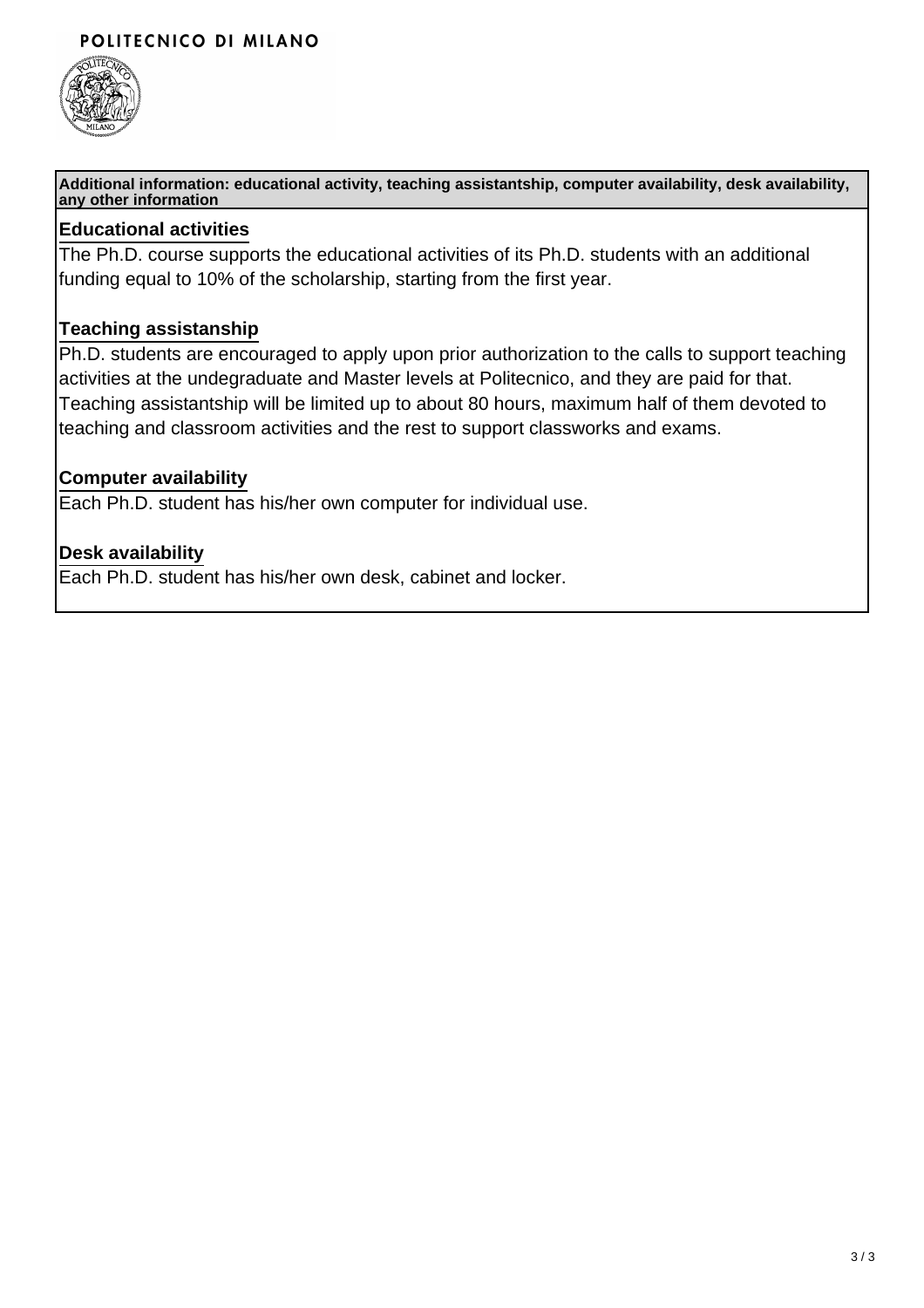**Additional information: educational activity, teaching assistantship, computer availability, desk availability, any other information**

### Educational activities

The Ph.D. course supports the educational activities of its Ph.D. students with an additional funding equal to 10% of the scholarship, starting from the first year.

### Teaching assistanship

Ph.D. students are encouraged to apply upon prior authorization to the calls to support teaching activities at the undegraduate and Master levels at Politecnico, and they are paid for that. Teaching assistantship will be limited up to about 80 hours, maximum half of them devoted to teaching and classroom activities and the rest to support classworks and exams.

### Computer availability

Each Ph.D. student has his/her own computer for individual use.

### Desk availability

Each Ph.D. student has his/her own desk, cabinet and locker.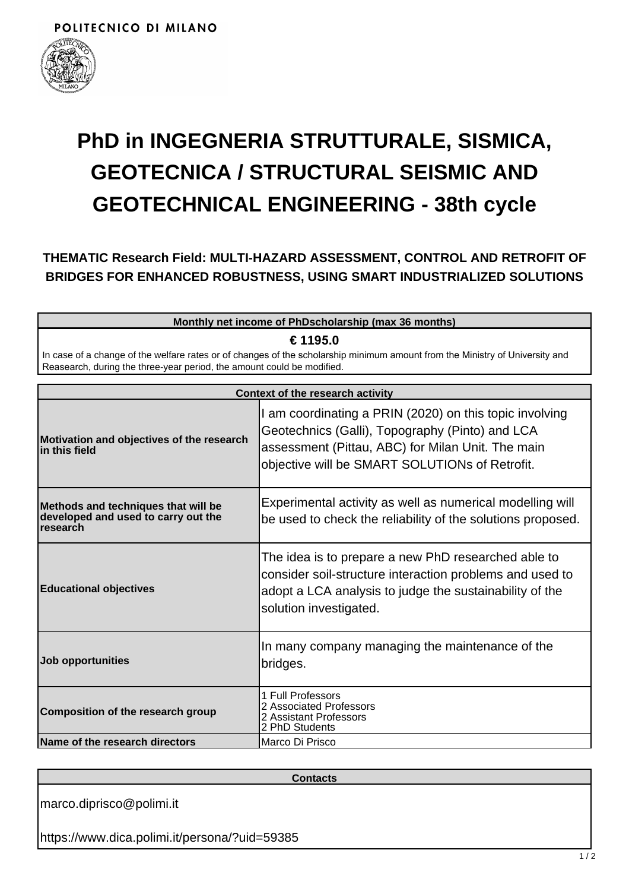POLITECNICO DI MILANO

# PhD in INGEGNERIA STRUTTURALE, SISMICA, GEOTECNICA / STRUCTURAL SEISMIC AND GEOTECHNICAL ENGINEERING - 38th cycle

### THEMATIC Research Field: MULTI-HAZARD ASSESSMENT, CONTROL AND RETROFIT OF BRIDGES FOR ENHANCED ROBUSTNESS, USING SMART INDUSTRIALIZED SOLUTIONS

| Monthly net income of PhDscholarship (max 36 months) |
|---|
| **€ 1195.0** |
| In case of a change of the welfare rates or of changes of the scholarship minimum amount from the Ministry of University and Reasearch, during the three-year period, the amount could be modified. |

| Context of the research activity | |
|---|---|
| **Motivation and objectives of the research in this field** | I am coordinating a PRIN (2020) on this topic involving Geotechnics (Galli), Topography (Pinto) and LCA assessment (Pittau, ABC) for Milan Unit. The main objective will be SMART SOLUTIONs of Retrofit. |
| **Methods and techniques that will be developed and used to carry out the research** | Experimental activity as well as numerical modelling will be used to check the reliability of the solutions proposed. |
| **Educational objectives** | The idea is to prepare a new PhD researched able to consider soil-structure interaction problems and used to adopt a LCA analysis to judge the sustainability of the solution investigated. |
| **Job opportunities** | In many company managing the maintenance of the bridges. |
| **Composition of the research group** | 1 Full Professors<br>2 Associated Professors<br>2 Assistant Professors<br>2 PhD Students |
| **Name of the research directors** | Marco Di Prisco |

| Contacts |
|---|
| marco.diprisco@polimi.it<br><br>https://www.dica.polimi.it/persona/?uid=59385 |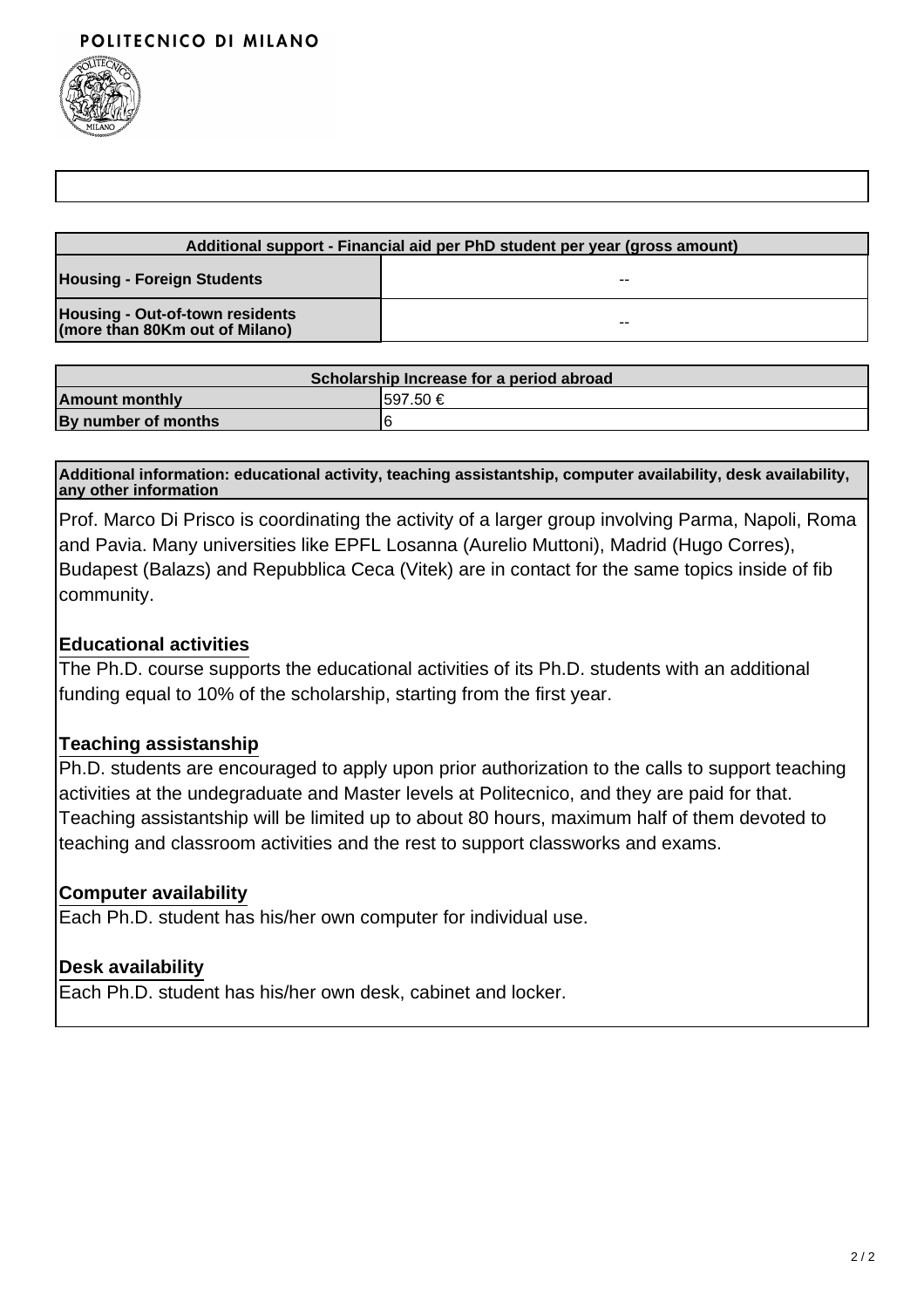| Additional support - Financial aid per PhD student per year (gross amount) | |
|---|---|
| **Housing - Foreign Students** | -- |
| **Housing - Out-of-town residents (more than 80Km out of Milano)** | -- |

| Scholarship Increase for a period abroad | |
|---|---|
| **Amount monthly** | 597.50 € |
| **By number of months** | 6 |

**Additional information: educational activity, teaching assistantship, computer availability, desk availability, any other information**

Prof. Marco Di Prisco is coordinating the activity of a larger group involving Parma, Napoli, Roma and Pavia. Many universities like EPFL Losanna (Aurelio Muttoni), Madrid (Hugo Corres), Budapest (Balazs) and Repubblica Ceca (Vitek) are in contact for the same topics inside of fib community.

### Educational activities

The Ph.D. course supports the educational activities of its Ph.D. students with an additional funding equal to 10% of the scholarship, starting from the first year.

### Teaching assistanship

Ph.D. students are encouraged to apply upon prior authorization to the calls to support teaching activities at the undegraduate and Master levels at Politecnico, and they are paid for that. Teaching assistantship will be limited up to about 80 hours, maximum half of them devoted to teaching and classroom activities and the rest to support classworks and exams.

### Computer availability

Each Ph.D. student has his/her own computer for individual use.

### Desk availability

Each Ph.D. student has his/her own desk, cabinet and locker.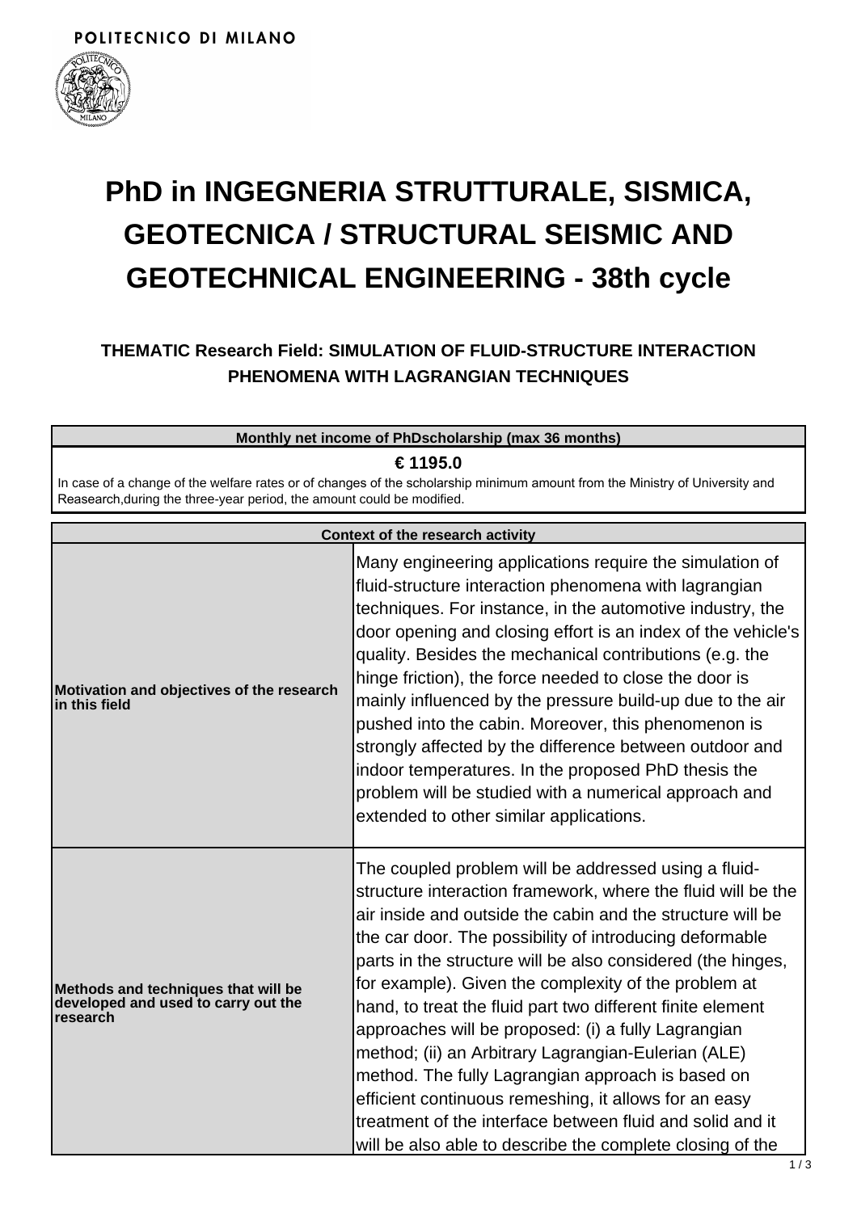POLITECNICO DI MILANO

# PhD in INGEGNERIA STRUTTURALE, SISMICA, GEOTECNICA / STRUCTURAL SEISMIC AND GEOTECHNICAL ENGINEERING - 38th cycle

### THEMATIC Research Field: SIMULATION OF FLUID-STRUCTURE INTERACTION PHENOMENA WITH LAGRANGIAN TECHNIQUES

| Monthly net income of PhDscholarship (max 36 months) |
|---|
| **€ 1195.0** <br> In case of a change of the welfare rates or of changes of the scholarship minimum amount from the Ministry of University and Reasearch,during the three-year period, the amount could be modified. |

| Context of the research activity | |
|---|---|
| **Motivation and objectives of the research in this field** | Many engineering applications require the simulation of fluid-structure interaction phenomena with lagrangian techniques. For instance, in the automotive industry, the door opening and closing effort is an index of the vehicle's quality. Besides the mechanical contributions (e.g. the hinge friction), the force needed to close the door is mainly influenced by the pressure build-up due to the air pushed into the cabin. Moreover, this phenomenon is strongly affected by the difference between outdoor and indoor temperatures. In the proposed PhD thesis the problem will be studied with a numerical approach and extended to other similar applications. |
| **Methods and techniques that will be developed and used to carry out the research** | The coupled problem will be addressed using a fluid-structure interaction framework, where the fluid will be the air inside and outside the cabin and the structure will be the car door. The possibility of introducing deformable parts in the structure will be also considered (the hinges, for example). Given the complexity of the problem at hand, to treat the fluid part two different finite element approaches will be proposed: (i) a fully Lagrangian method; (ii) an Arbitrary Lagrangian-Eulerian (ALE) method. The fully Lagrangian approach is based on efficient continuous remeshing, it allows for an easy treatment of the interface between fluid and solid and it will be also able to describe the complete closing of the |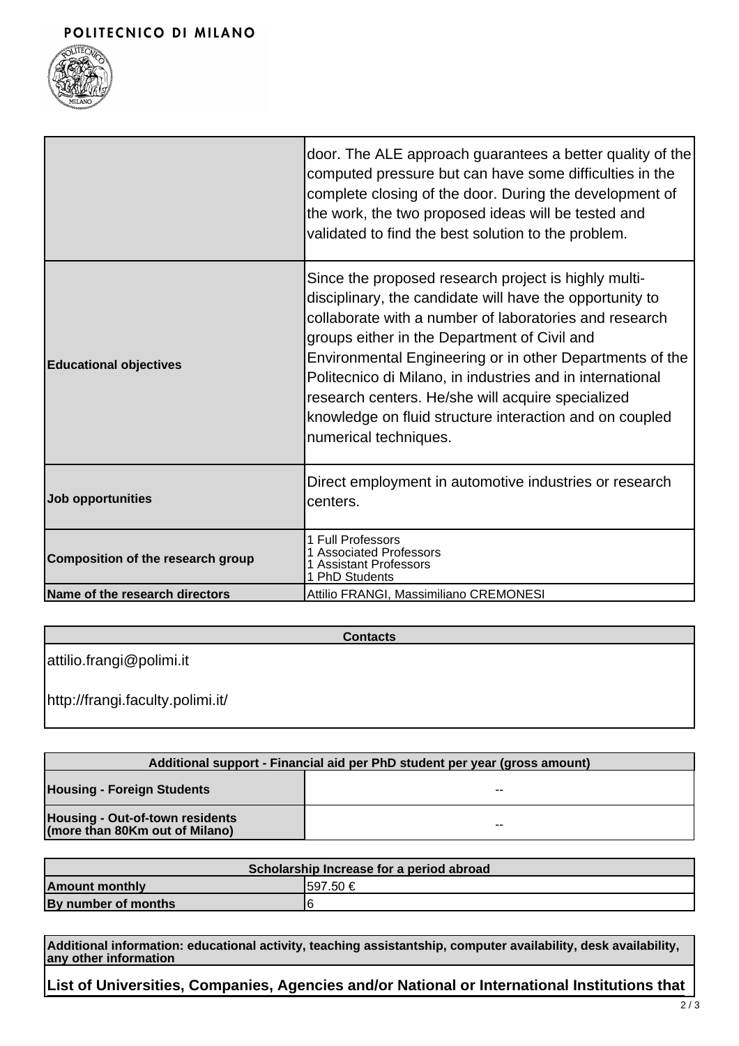| | |
|---|---|
| | door. The ALE approach guarantees a better quality of the computed pressure but can have some difficulties in the complete closing of the door. During the development of the work, the two proposed ideas will be tested and validated to find the best solution to the problem. |
| **Educational objectives** | Since the proposed research project is highly multi-disciplinary, the candidate will have the opportunity to collaborate with a number of laboratories and research groups either in the Department of Civil and Environmental Engineering or in other Departments of the Politecnico di Milano, in industries and in international research centers. He/she will acquire specialized knowledge on fluid structure interaction and on coupled numerical techniques. |
| **Job opportunities** | Direct employment in automotive industries or research centers. |
| **Composition of the research group** | 1 Full Professors<br>1 Associated Professors<br>1 Assistant Professors<br>1 PhD Students |
| **Name of the research directors** | Attilio FRANGI, Massimiliano CREMONESI |

| **Contacts** |
|---|
| attilio.frangi@polimi.it<br><br>http://frangi.faculty.polimi.it/ |

| **Additional support - Financial aid per PhD student per year (gross amount)** | |
|---|---|
| **Housing - Foreign Students** | -- |
| **Housing - Out-of-town residents (more than 80Km out of Milano)** | -- |

| **Scholarship Increase for a period abroad** | |
|---|---|
| **Amount monthly** | 597.50 € |
| **By number of months** | 6 |

**Additional information: educational activity, teaching assistantship, computer availability, desk availability, any other information**

**List of Universities, Companies, Agencies and/or National or International Institutions that**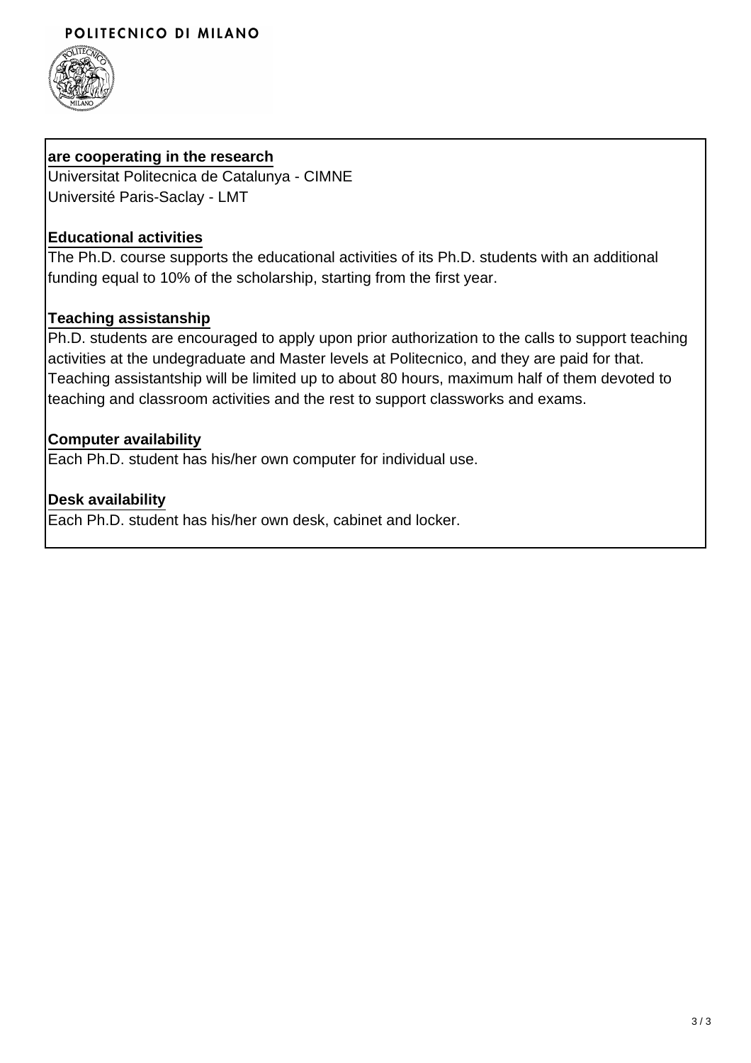**are cooperating in the research**

Universitat Politecnica de Catalunya - CIMNE
Université Paris-Saclay - LMT

**Educational activities**

The Ph.D. course supports the educational activities of its Ph.D. students with an additional funding equal to 10% of the scholarship, starting from the first year.

**Teaching assistanship**

Ph.D. students are encouraged to apply upon prior authorization to the calls to support teaching activities at the undegraduate and Master levels at Politecnico, and they are paid for that. Teaching assistantship will be limited up to about 80 hours, maximum half of them devoted to teaching and classroom activities and the rest to support classworks and exams.

**Computer availability**

Each Ph.D. student has his/her own computer for individual use.

**Desk availability**

Each Ph.D. student has his/her own desk, cabinet and locker.